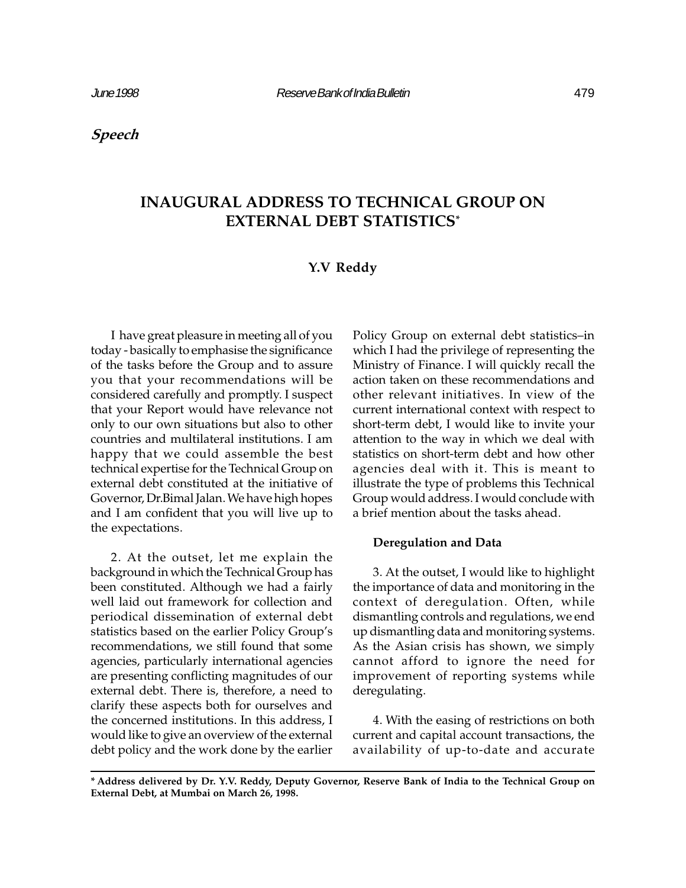*Speech*

# INAUGURAL ADDRESS TO TECHNICAL GROUP ON EXTERNAL DEBT STATISTICS*

**Y.V Reddy**

I have great pleasure in meeting all of you today - basically to emphasise the significance of the tasks before the Group and to assure you that your recommendations will be considered carefully and promptly. I suspect that your Report would have relevance not only to our own situations but also to other countries and multilateral institutions. I am happy that we could assemble the best technical expertise for the Technical Group on external debt constituted at the initiative of Governor, Dr.Bimal Jalan. We have high hopes and I am confident that you will live up to the expectations.

2. At the outset, let me explain the background in which the Technical Group has been constituted. Although we had a fairly well laid out framework for collection and periodical dissemination of external debt statistics based on the earlier Policy Group's recommendations, we still found that some agencies, particularly international agencies are presenting conflicting magnitudes of our external debt. There is, therefore, a need to clarify these aspects both for ourselves and the concerned institutions. In this address, I would like to give an overview of the external debt policy and the work done by the earlier Policy Group on external debt statistics–in which I had the privilege of representing the Ministry of Finance. I will quickly recall the action taken on these recommendations and other relevant initiatives. In view of the current international context with respect to short-term debt, I would like to invite your attention to the way in which we deal with statistics on short-term debt and how other agencies deal with it. This is meant to illustrate the type of problems this Technical Group would address. I would conclude with a brief mention about the tasks ahead.

### Deregulation and Data

3. At the outset, I would like to highlight the importance of data and monitoring in the context of deregulation. Often, while dismantling controls and regulations, we end up dismantling data and monitoring systems. As the Asian crisis has shown, we simply cannot afford to ignore the need for improvement of reporting systems while deregulating.

4. With the easing of restrictions on both current and capital account transactions, the availability of up-to-date and accurate

---

**\* Address delivered by Dr. Y.V. Reddy, Deputy Governor, Reserve Bank of India to the Technical Group on External Debt, at Mumbai on March 26, 1998.**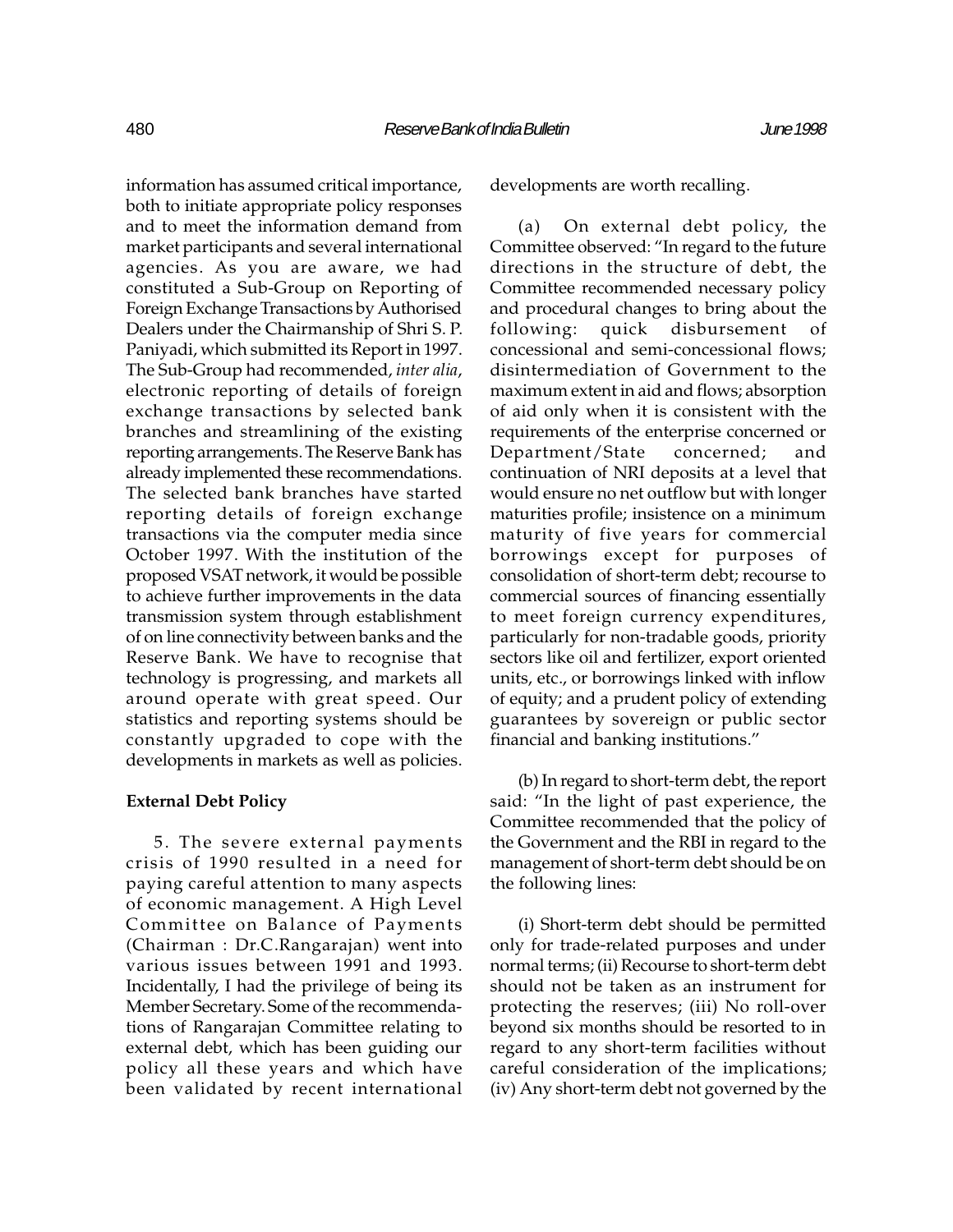information has assumed critical importance, both to initiate appropriate policy responses and to meet the information demand from market participants and several international agencies. As you are aware, we had constituted a Sub-Group on Reporting of Foreign Exchange Transactions by Authorised Dealers under the Chairmanship of Shri S. P. Paniyadi, which submitted its Report in 1997. The Sub-Group had recommended, *inter alia*, electronic reporting of details of foreign exchange transactions by selected bank branches and streamlining of the existing reporting arrangements. The Reserve Bank has already implemented these recommendations. The selected bank branches have started reporting details of foreign exchange transactions via the computer media since October 1997. With the institution of the proposed VSAT network, it would be possible to achieve further improvements in the data transmission system through establishment of on line connectivity between banks and the Reserve Bank. We have to recognise that technology is progressing, and markets all around operate with great speed. Our statistics and reporting systems should be constantly upgraded to cope with the developments in markets as well as policies.

**External Debt Policy**

5. The severe external payments crisis of 1990 resulted in a need for paying careful attention to many aspects of economic management. A High Level Committee on Balance of Payments (Chairman : Dr.C.Rangarajan) went into various issues between 1991 and 1993. Incidentally, I had the privilege of being its Member Secretary. Some of the recommendations of Rangarajan Committee relating to external debt, which has been guiding our policy all these years and which have been validated by recent international developments are worth recalling.

(a) On external debt policy, the Committee observed: "In regard to the future directions in the structure of debt, the Committee recommended necessary policy and procedural changes to bring about the following: quick disbursement of concessional and semi-concessional flows; disintermediation of Government to the maximum extent in aid and flows; absorption of aid only when it is consistent with the requirements of the enterprise concerned or Department/State concerned; and continuation of NRI deposits at a level that would ensure no net outflow but with longer maturities profile; insistence on a minimum maturity of five years for commercial borrowings except for purposes of consolidation of short-term debt; recourse to commercial sources of financing essentially to meet foreign currency expenditures, particularly for non-tradable goods, priority sectors like oil and fertilizer, export oriented units, etc., or borrowings linked with inflow of equity; and a prudent policy of extending guarantees by sovereign or public sector financial and banking institutions."

(b) In regard to short-term debt, the report said: "In the light of past experience, the Committee recommended that the policy of the Government and the RBI in regard to the management of short-term debt should be on the following lines:

(i) Short-term debt should be permitted only for trade-related purposes and under normal terms; (ii) Recourse to short-term debt should not be taken as an instrument for protecting the reserves; (iii) No roll-over beyond six months should be resorted to in regard to any short-term facilities without careful consideration of the implications; (iv) Any short-term debt not governed by the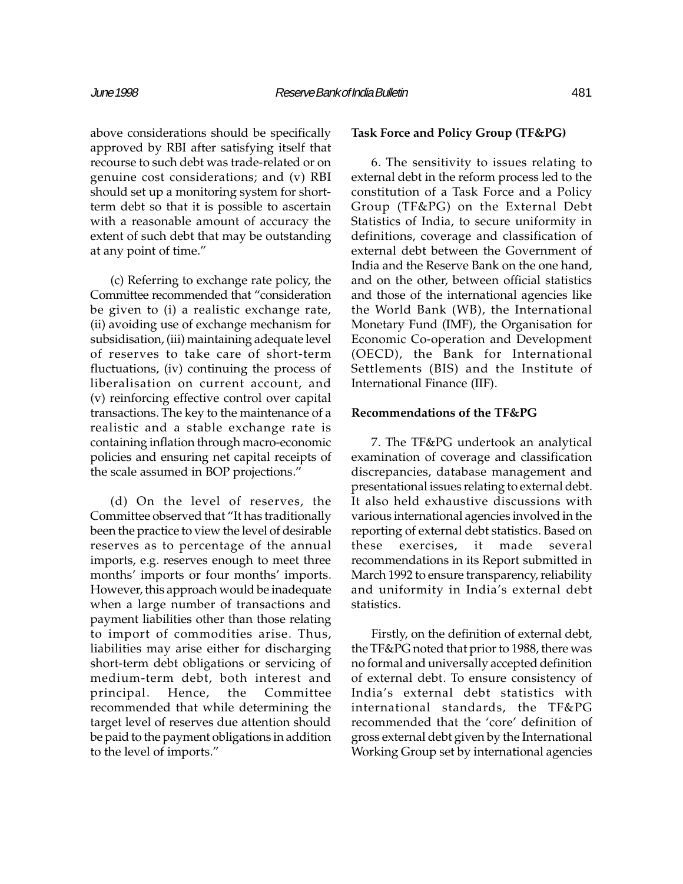above considerations should be specifically approved by RBI after satisfying itself that recourse to such debt was trade-related or on genuine cost considerations; and (v) RBI should set up a monitoring system for short-term debt so that it is possible to ascertain with a reasonable amount of accuracy the extent of such debt that may be outstanding at any point of time."

(c) Referring to exchange rate policy, the Committee recommended that "consideration be given to (i) a realistic exchange rate, (ii) avoiding use of exchange mechanism for subsidisation, (iii) maintaining adequate level of reserves to take care of short-term fluctuations, (iv) continuing the process of liberalisation on current account, and (v) reinforcing effective control over capital transactions. The key to the maintenance of a realistic and a stable exchange rate is containing inflation through macro-economic policies and ensuring net capital receipts of the scale assumed in BOP projections."

(d) On the level of reserves, the Committee observed that "It has traditionally been the practice to view the level of desirable reserves as to percentage of the annual imports, e.g. reserves enough to meet three months' imports or four months' imports. However, this approach would be inadequate when a large number of transactions and payment liabilities other than those relating to import of commodities arise. Thus, liabilities may arise either for discharging short-term debt obligations or servicing of medium-term debt, both interest and principal. Hence, the Committee recommended that while determining the target level of reserves due attention should be paid to the payment obligations in addition to the level of imports."

**Task Force and Policy Group (TF&PG)**

6. The sensitivity to issues relating to external debt in the reform process led to the constitution of a Task Force and a Policy Group (TF&PG) on the External Debt Statistics of India, to secure uniformity in definitions, coverage and classification of external debt between the Government of India and the Reserve Bank on the one hand, and on the other, between official statistics and those of the international agencies like the World Bank (WB), the International Monetary Fund (IMF), the Organisation for Economic Co-operation and Development (OECD), the Bank for International Settlements (BIS) and the Institute of International Finance (IIF).

**Recommendations of the TF&PG**

7. The TF&PG undertook an analytical examination of coverage and classification discrepancies, database management and presentational issues relating to external debt. It also held exhaustive discussions with various international agencies involved in the reporting of external debt statistics. Based on these exercises, it made several recommendations in its Report submitted in March 1992 to ensure transparency, reliability and uniformity in India's external debt statistics.

Firstly, on the definition of external debt, the TF&PG noted that prior to 1988, there was no formal and universally accepted definition of external debt. To ensure consistency of India's external debt statistics with international standards, the TF&PG recommended that the 'core' definition of gross external debt given by the International Working Group set by international agencies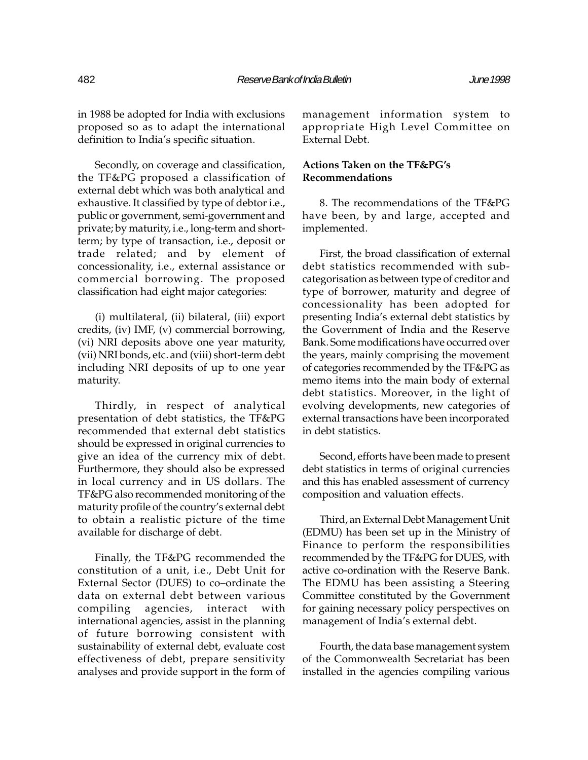in 1988 be adopted for India with exclusions proposed so as to adapt the international definition to India's specific situation.

Secondly, on coverage and classification, the TF&PG proposed a classification of external debt which was both analytical and exhaustive. It classified by type of debtor i.e., public or government, semi-government and private; by maturity, i.e., long-term and short-term; by type of transaction, i.e., deposit or trade related; and by element of concessionality, i.e., external assistance or commercial borrowing. The proposed classification had eight major categories:

(i) multilateral, (ii) bilateral, (iii) export credits, (iv) IMF, (v) commercial borrowing, (vi) NRI deposits above one year maturity, (vii) NRI bonds, etc. and (viii) short-term debt including NRI deposits of up to one year maturity.

Thirdly, in respect of analytical presentation of debt statistics, the TF&PG recommended that external debt statistics should be expressed in original currencies to give an idea of the currency mix of debt. Furthermore, they should also be expressed in local currency and in US dollars. The TF&PG also recommended monitoring of the maturity profile of the country's external debt to obtain a realistic picture of the time available for discharge of debt.

Finally, the TF&PG recommended the constitution of a unit, i.e., Debt Unit for External Sector (DUES) to co–ordinate the data on external debt between various compiling agencies, interact with international agencies, assist in the planning of future borrowing consistent with sustainability of external debt, evaluate cost effectiveness of debt, prepare sensitivity analyses and provide support in the form of management information system to appropriate High Level Committee on External Debt.

**Actions Taken on the TF&PG's Recommendations**

8. The recommendations of the TF&PG have been, by and large, accepted and implemented.

First, the broad classification of external debt statistics recommended with sub-categorisation as between type of creditor and type of borrower, maturity and degree of concessionality has been adopted for presenting India's external debt statistics by the Government of India and the Reserve Bank. Some modifications have occurred over the years, mainly comprising the movement of categories recommended by the TF&PG as memo items into the main body of external debt statistics. Moreover, in the light of evolving developments, new categories of external transactions have been incorporated in debt statistics.

Second, efforts have been made to present debt statistics in terms of original currencies and this has enabled assessment of currency composition and valuation effects.

Third, an External Debt Management Unit (EDMU) has been set up in the Ministry of Finance to perform the responsibilities recommended by the TF&PG for DUES, with active co-ordination with the Reserve Bank. The EDMU has been assisting a Steering Committee constituted by the Government for gaining necessary policy perspectives on management of India's external debt.

Fourth, the data base management system of the Commonwealth Secretariat has been installed in the agencies compiling various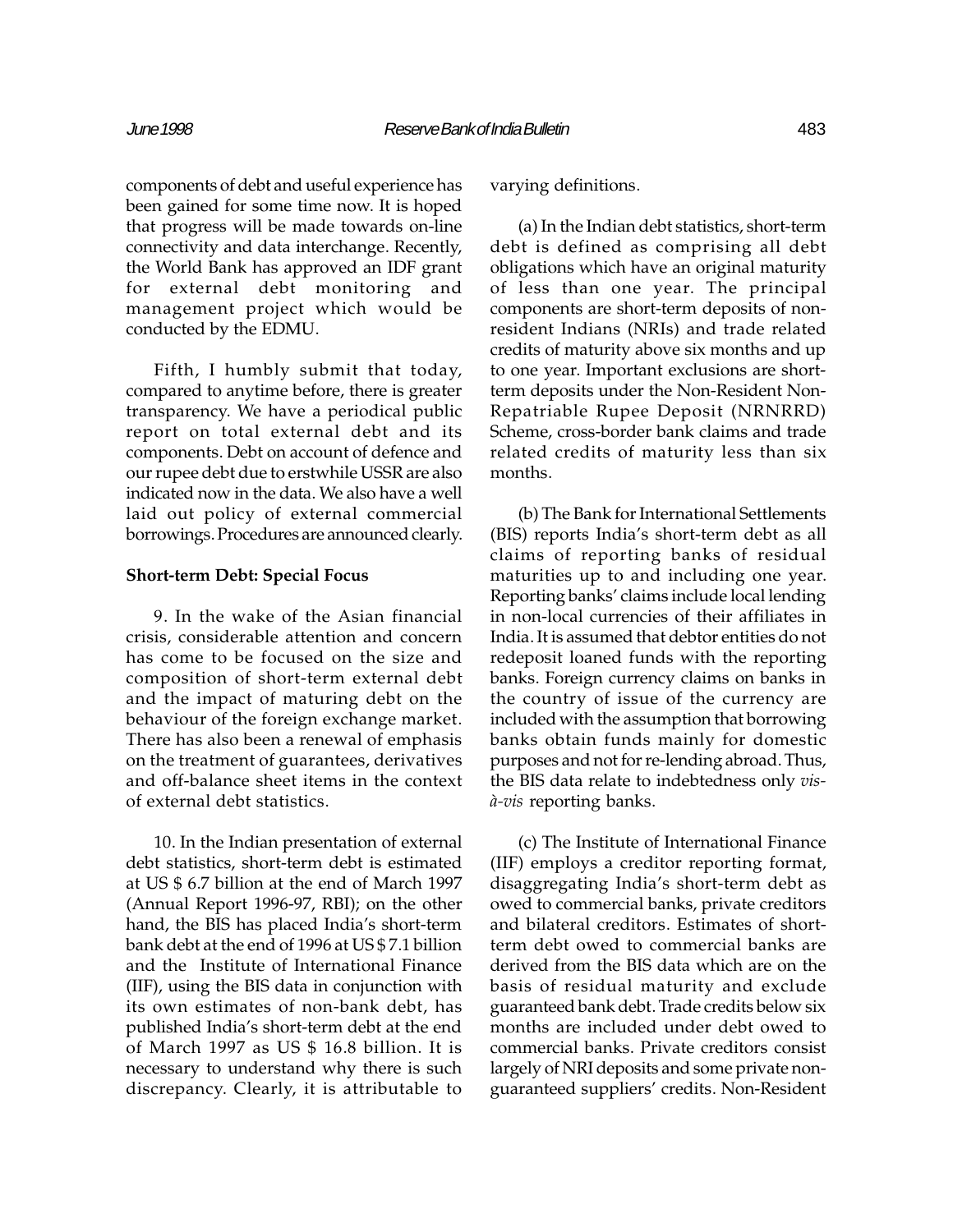components of debt and useful experience has been gained for some time now. It is hoped that progress will be made towards on-line connectivity and data interchange. Recently, the World Bank has approved an IDF grant for external debt monitoring and management project which would be conducted by the EDMU.

Fifth, I humbly submit that today, compared to anytime before, there is greater transparency. We have a periodical public report on total external debt and its components. Debt on account of defence and our rupee debt due to erstwhile USSR are also indicated now in the data. We also have a well laid out policy of external commercial borrowings. Procedures are announced clearly.

**Short-term Debt: Special Focus**

9. In the wake of the Asian financial crisis, considerable attention and concern has come to be focused on the size and composition of short-term external debt and the impact of maturing debt on the behaviour of the foreign exchange market. There has also been a renewal of emphasis on the treatment of guarantees, derivatives and off-balance sheet items in the context of external debt statistics.

10. In the Indian presentation of external debt statistics, short-term debt is estimated at US $ 6.7 billion at the end of March 1997 (Annual Report 1996-97, RBI); on the other hand, the BIS has placed India's short-term bank debt at the end of 1996 at US $ 7.1 billion and the Institute of International Finance (IIF), using the BIS data in conjunction with its own estimates of non-bank debt, has published India's short-term debt at the end of March 1997 as US $ 16.8 billion. It is necessary to understand why there is such discrepancy. Clearly, it is attributable to varying definitions.

(a) In the Indian debt statistics, short-term debt is defined as comprising all debt obligations which have an original maturity of less than one year. The principal components are short-term deposits of non-resident Indians (NRIs) and trade related credits of maturity above six months and up to one year. Important exclusions are short-term deposits under the Non-Resident Non-Repatriable Rupee Deposit (NRNRRD) Scheme, cross-border bank claims and trade related credits of maturity less than six months.

(b) The Bank for International Settlements (BIS) reports India's short-term debt as all claims of reporting banks of residual maturities up to and including one year. Reporting banks' claims include local lending in non-local currencies of their affiliates in India. It is assumed that debtor entities do not redeposit loaned funds with the reporting banks. Foreign currency claims on banks in the country of issue of the currency are included with the assumption that borrowing banks obtain funds mainly for domestic purposes and not for re-lending abroad. Thus, the BIS data relate to indebtedness only *vis-à-vis* reporting banks.

(c) The Institute of International Finance (IIF) employs a creditor reporting format, disaggregating India's short-term debt as owed to commercial banks, private creditors and bilateral creditors. Estimates of short-term debt owed to commercial banks are derived from the BIS data which are on the basis of residual maturity and exclude guaranteed bank debt. Trade credits below six months are included under debt owed to commercial banks. Private creditors consist largely of NRI deposits and some private non-guaranteed suppliers' credits. Non-Resident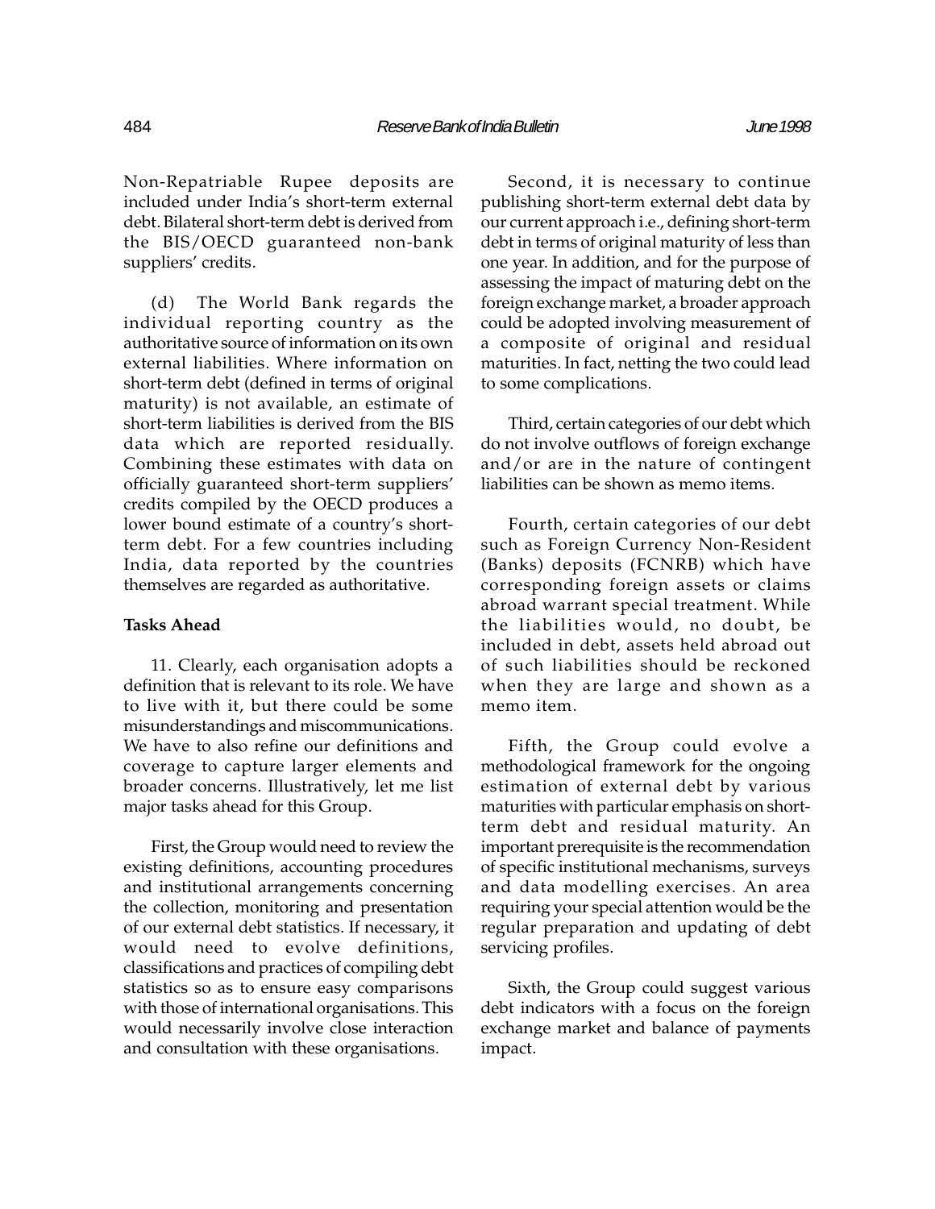Non-Repatriable Rupee deposits are included under India's short-term external debt. Bilateral short-term debt is derived from the BIS/OECD guaranteed non-bank suppliers' credits.

(d) The World Bank regards the individual reporting country as the authoritative source of information on its own external liabilities. Where information on short-term debt (defined in terms of original maturity) is not available, an estimate of short-term liabilities is derived from the BIS data which are reported residually. Combining these estimates with data on officially guaranteed short-term suppliers' credits compiled by the OECD produces a lower bound estimate of a country's short-term debt. For a few countries including India, data reported by the countries themselves are regarded as authoritative.

**Tasks Ahead**

11. Clearly, each organisation adopts a definition that is relevant to its role. We have to live with it, but there could be some misunderstandings and miscommunications. We have to also refine our definitions and coverage to capture larger elements and broader concerns. Illustratively, let me list major tasks ahead for this Group.

First, the Group would need to review the existing definitions, accounting procedures and institutional arrangements concerning the collection, monitoring and presentation of our external debt statistics. If necessary, it would need to evolve definitions, classifications and practices of compiling debt statistics so as to ensure easy comparisons with those of international organisations. This would necessarily involve close interaction and consultation with these organisations.

Second, it is necessary to continue publishing short-term external debt data by our current approach i.e., defining short-term debt in terms of original maturity of less than one year. In addition, and for the purpose of assessing the impact of maturing debt on the foreign exchange market, a broader approach could be adopted involving measurement of a composite of original and residual maturities. In fact, netting the two could lead to some complications.

Third, certain categories of our debt which do not involve outflows of foreign exchange and/or are in the nature of contingent liabilities can be shown as memo items.

Fourth, certain categories of our debt such as Foreign Currency Non-Resident (Banks) deposits (FCNRB) which have corresponding foreign assets or claims abroad warrant special treatment. While the liabilities would, no doubt, be included in debt, assets held abroad out of such liabilities should be reckoned when they are large and shown as a memo item.

Fifth, the Group could evolve a methodological framework for the ongoing estimation of external debt by various maturities with particular emphasis on short-term debt and residual maturity. An important prerequisite is the recommendation of specific institutional mechanisms, surveys and data modelling exercises. An area requiring your special attention would be the regular preparation and updating of debt servicing profiles.

Sixth, the Group could suggest various debt indicators with a focus on the foreign exchange market and balance of payments impact.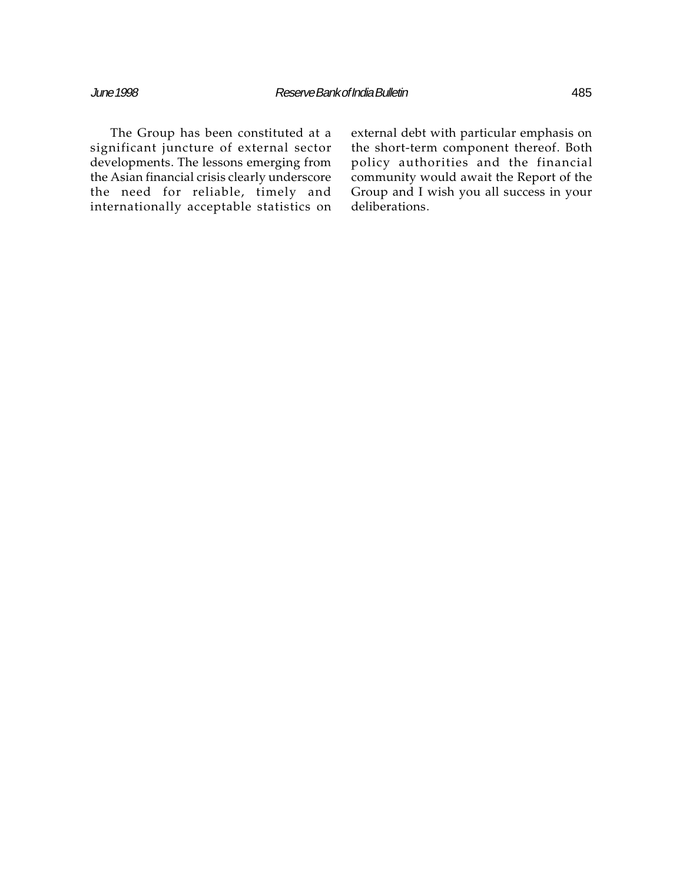The Group has been constituted at a significant juncture of external sector developments. The lessons emerging from the Asian financial crisis clearly underscore the need for reliable, timely and internationally acceptable statistics on external debt with particular emphasis on the short-term component thereof. Both policy authorities and the financial community would await the Report of the Group and I wish you all success in your deliberations.